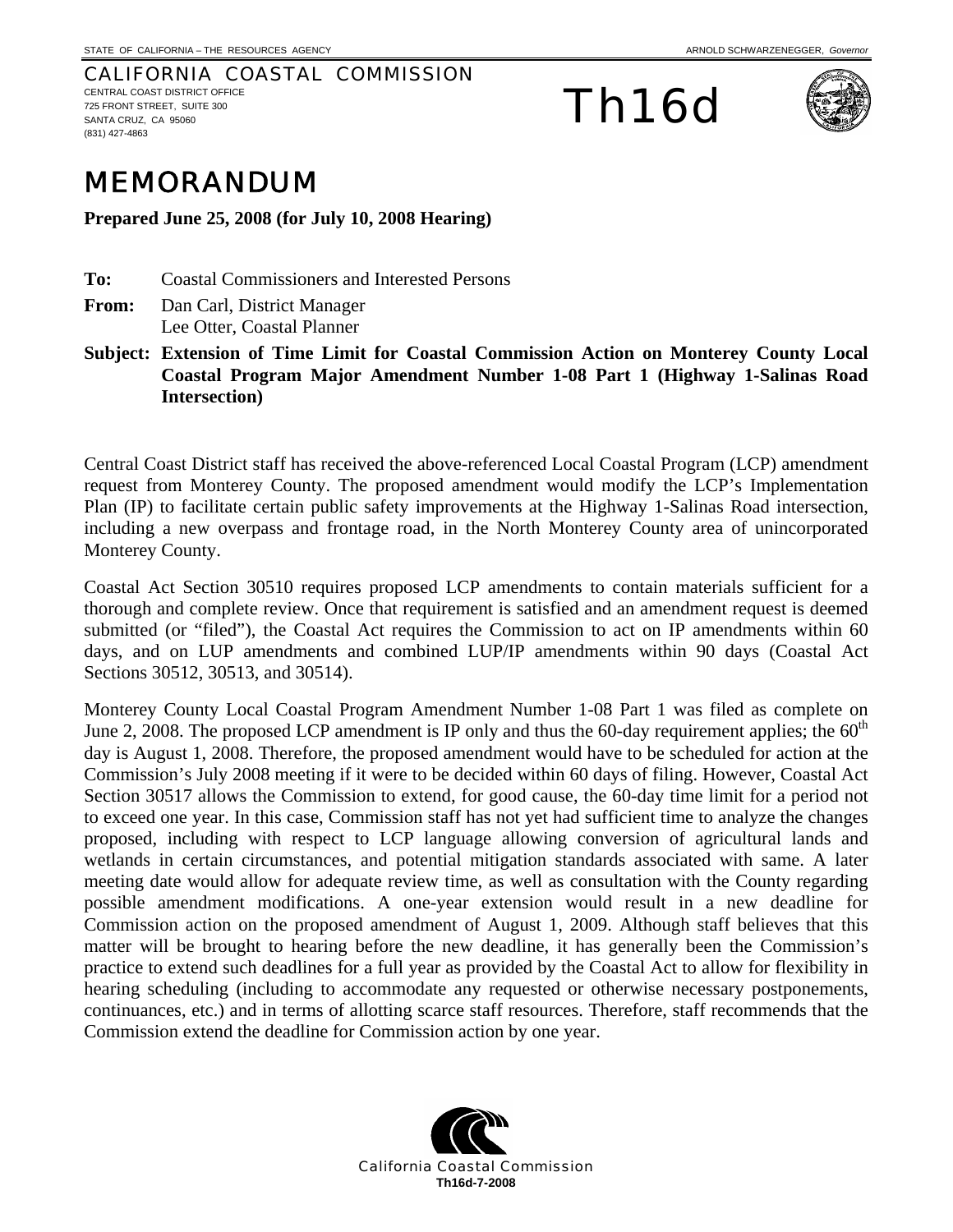STATE OF CALIFORNIA – THE RESOURCES AGENCY ARNOLD SCHWARZENEGGER, *Governor*

CALIFORNIA COASTAL COMMISSION
CENTRAL COAST DISTRICT OFFICE
725 FRONT STREET, SUITE 300
SANTA CRUZ, CA 95060
(831) 427-4863

# Th16d

# MEMORANDUM

**Prepared June 25, 2008 (for July 10, 2008 Hearing)**

**To:** Coastal Commissioners and Interested Persons

**From:** Dan Carl, District Manager
Lee Otter, Coastal Planner

**Subject: Extension of Time Limit for Coastal Commission Action on Monterey County Local Coastal Program Major Amendment Number 1-08 Part 1 (Highway 1-Salinas Road Intersection)**

Central Coast District staff has received the above-referenced Local Coastal Program (LCP) amendment request from Monterey County. The proposed amendment would modify the LCP's Implementation Plan (IP) to facilitate certain public safety improvements at the Highway 1-Salinas Road intersection, including a new overpass and frontage road, in the North Monterey County area of unincorporated Monterey County.

Coastal Act Section 30510 requires proposed LCP amendments to contain materials sufficient for a thorough and complete review. Once that requirement is satisfied and an amendment request is deemed submitted (or "filed"), the Coastal Act requires the Commission to act on IP amendments within 60 days, and on LUP amendments and combined LUP/IP amendments within 90 days (Coastal Act Sections 30512, 30513, and 30514).

Monterey County Local Coastal Program Amendment Number 1-08 Part 1 was filed as complete on June 2, 2008. The proposed LCP amendment is IP only and thus the 60-day requirement applies; the 60th day is August 1, 2008. Therefore, the proposed amendment would have to be scheduled for action at the Commission's July 2008 meeting if it were to be decided within 60 days of filing. However, Coastal Act Section 30517 allows the Commission to extend, for good cause, the 60-day time limit for a period not to exceed one year. In this case, Commission staff has not yet had sufficient time to analyze the changes proposed, including with respect to LCP language allowing conversion of agricultural lands and wetlands in certain circumstances, and potential mitigation standards associated with same. A later meeting date would allow for adequate review time, as well as consultation with the County regarding possible amendment modifications. A one-year extension would result in a new deadline for Commission action on the proposed amendment of August 1, 2009. Although staff believes that this matter will be brought to hearing before the new deadline, it has generally been the Commission's practice to extend such deadlines for a full year as provided by the Coastal Act to allow for flexibility in hearing scheduling (including to accommodate any requested or otherwise necessary postponements, continuances, etc.) and in terms of allotting scarce staff resources. Therefore, staff recommends that the Commission extend the deadline for Commission action by one year.

California Coastal Commission
**Th16d-7-2008**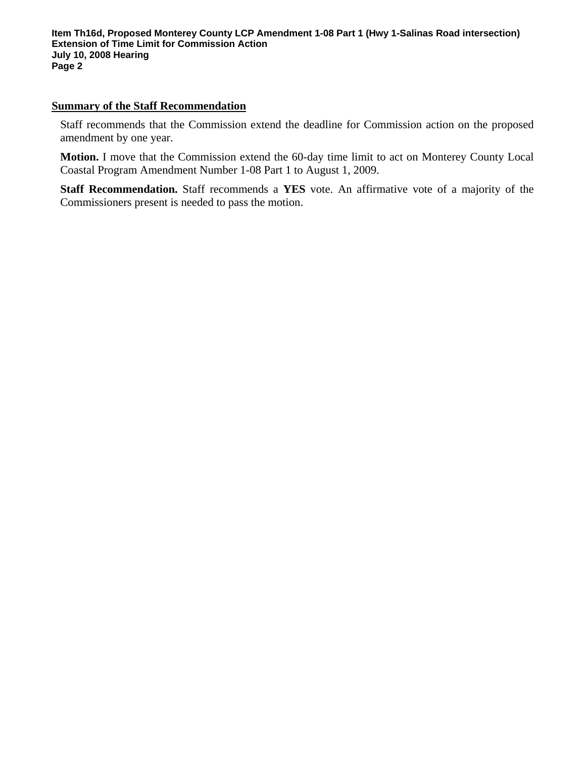## Summary of the Staff Recommendation

Staff recommends that the Commission extend the deadline for Commission action on the proposed amendment by one year.

**Motion.** I move that the Commission extend the 60-day time limit to act on Monterey County Local Coastal Program Amendment Number 1-08 Part 1 to August 1, 2009.

**Staff Recommendation.** Staff recommends a **YES** vote. An affirmative vote of a majority of the Commissioners present is needed to pass the motion.